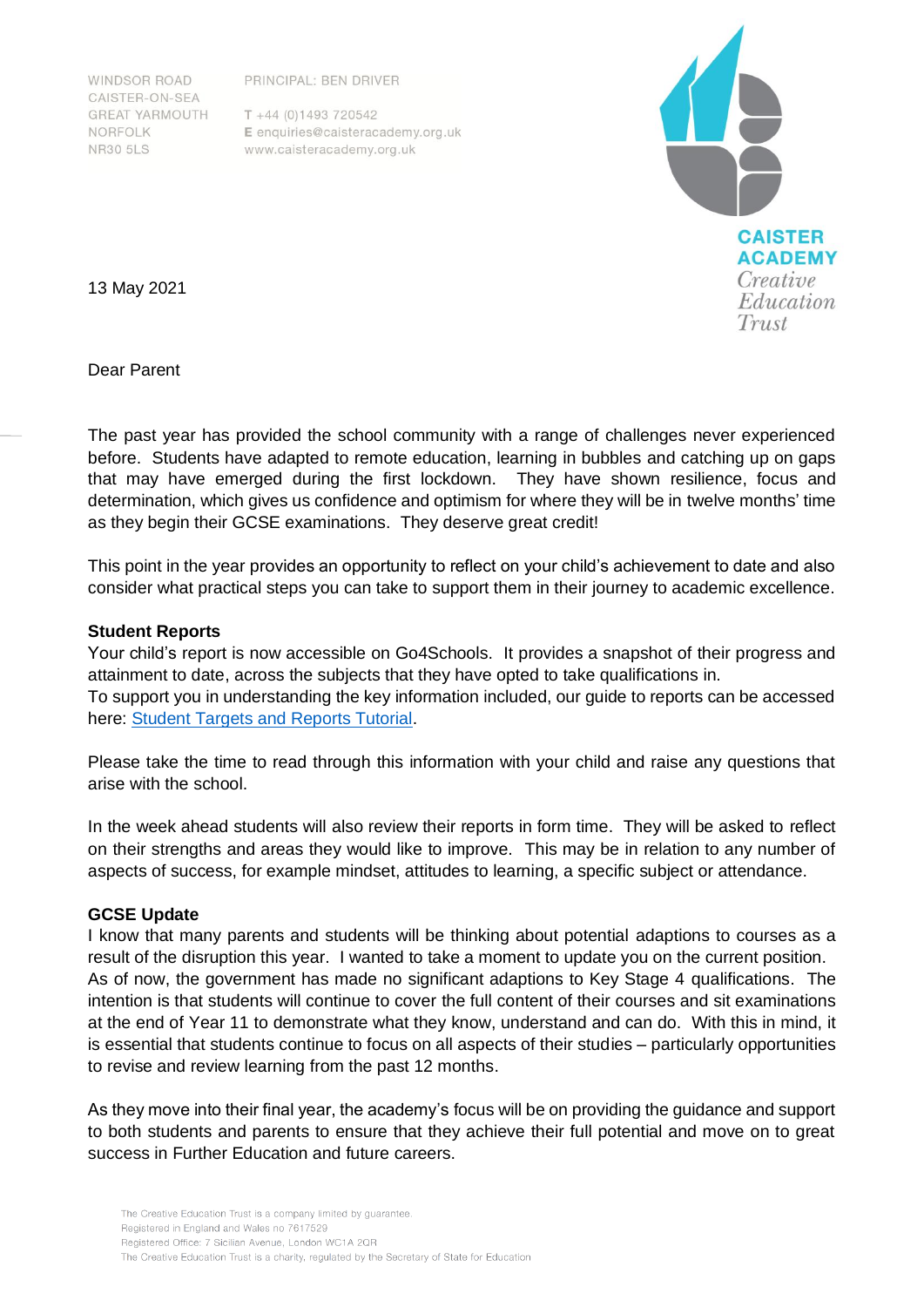WINDSOR ROAD
CAISTER-ON-SEA
GREAT YARMOUTH
NORFOLK
NR30 5LS

PRINCIPAL: BEN DRIVER

T +44 (0)1493 720542
E enquiries@caisteracademy.org.uk
www.caisteracademy.org.uk

**CAISTER ACADEMY**
*Creative Education Trust*

13 May 2021

Dear Parent

The past year has provided the school community with a range of challenges never experienced before. Students have adapted to remote education, learning in bubbles and catching up on gaps that may have emerged during the first lockdown. They have shown resilience, focus and determination, which gives us confidence and optimism for where they will be in twelve months' time as they begin their GCSE examinations. They deserve great credit!

This point in the year provides an opportunity to reflect on your child's achievement to date and also consider what practical steps you can take to support them in their journey to academic excellence.

**Student Reports**
Your child's report is now accessible on Go4Schools. It provides a snapshot of their progress and attainment to date, across the subjects that they have opted to take qualifications in.
To support you in understanding the key information included, our guide to reports can be accessed here: Student Targets and Reports Tutorial.

Please take the time to read through this information with your child and raise any questions that arise with the school.

In the week ahead students will also review their reports in form time. They will be asked to reflect on their strengths and areas they would like to improve. This may be in relation to any number of aspects of success, for example mindset, attitudes to learning, a specific subject or attendance.

**GCSE Update**
I know that many parents and students will be thinking about potential adaptions to courses as a result of the disruption this year. I wanted to take a moment to update you on the current position.
As of now, the government has made no significant adaptions to Key Stage 4 qualifications. The intention is that students will continue to cover the full content of their courses and sit examinations at the end of Year 11 to demonstrate what they know, understand and can do. With this in mind, it is essential that students continue to focus on all aspects of their studies – particularly opportunities to revise and review learning from the past 12 months.

As they move into their final year, the academy's focus will be on providing the guidance and support to both students and parents to ensure that they achieve their full potential and move on to great success in Further Education and future careers.

The Creative Education Trust is a company limited by guarantee.
Registered in England and Wales no 7617529
Registered Office: 7 Sicilian Avenue, London WC1A 2QR
The Creative Education Trust is a charity, regulated by the Secretary of State for Education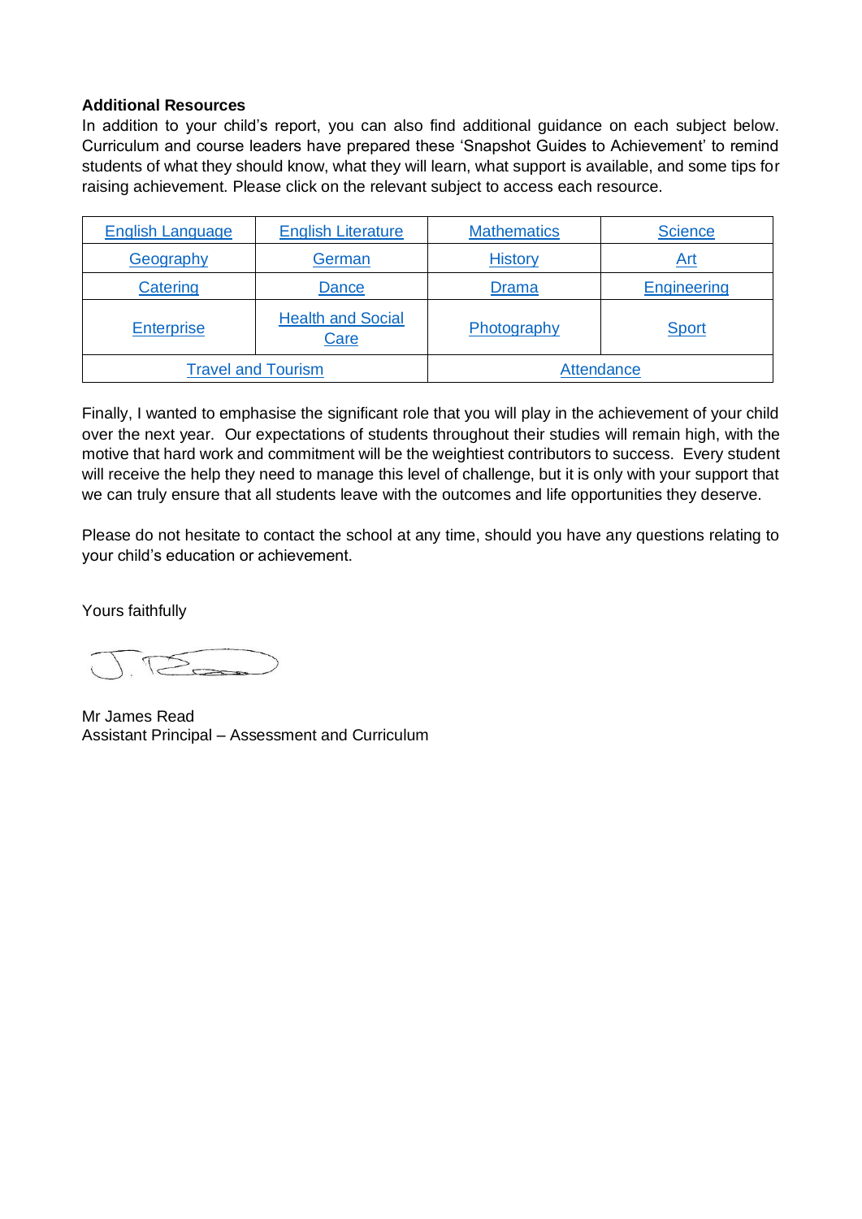**Additional Resources**

In addition to your child's report, you can also find additional guidance on each subject below. Curriculum and course leaders have prepared these 'Snapshot Guides to Achievement' to remind students of what they should know, what they will learn, what support is available, and some tips for raising achievement. Please click on the relevant subject to access each resource.

| | | | |
|---|---|---|---|
| English Language | English Literature | Mathematics | Science |
| Geography | German | History | Art |
| Catering | Dance | Drama | Engineering |
| Enterprise | Health and Social Care | Photography | Sport |
| Travel and Tourism | | Attendance | |

Finally, I wanted to emphasise the significant role that you will play in the achievement of your child over the next year. Our expectations of students throughout their studies will remain high, with the motive that hard work and commitment will be the weightiest contributors to success. Every student will receive the help they need to manage this level of challenge, but it is only with your support that we can truly ensure that all students leave with the outcomes and life opportunities they deserve.

Please do not hesitate to contact the school at any time, should you have any questions relating to your child's education or achievement.

Yours faithfully

Mr James Read
Assistant Principal – Assessment and Curriculum